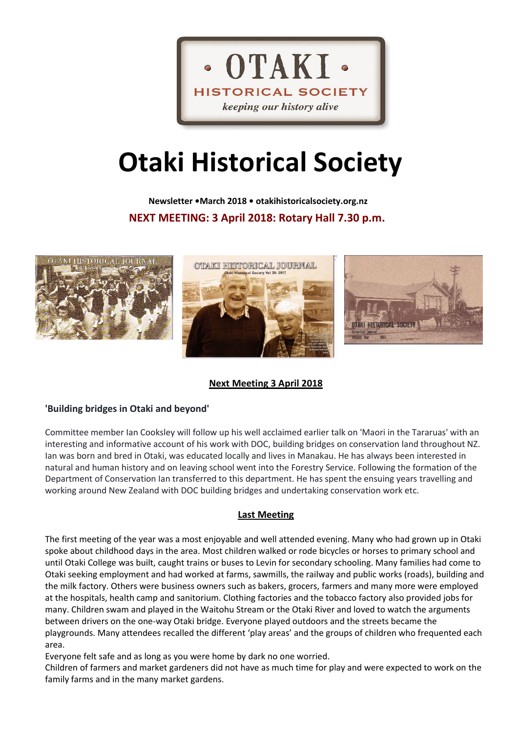# Otaki Historical Society

**Newsletter •March 2018 • otakihistoricalsociety.org.nz**

**NEXT MEETING: 3 April 2018: Rotary Hall 7.30 p.m.**

## Next Meeting 3 April 2018

### 'Building bridges in Otaki and beyond'

Committee member Ian Cooksley will follow up his well acclaimed earlier talk on 'Maori in the Tararuas' with an interesting and informative account of his work with DOC, building bridges on conservation land throughout NZ. Ian was born and bred in Otaki, was educated locally and lives in Manakau. He has always been interested in natural and human history and on leaving school went into the Forestry Service. Following the formation of the Department of Conservation Ian transferred to this department. He has spent the ensuing years travelling and working around New Zealand with DOC building bridges and undertaking conservation work etc.

## Last Meeting

The first meeting of the year was a most enjoyable and well attended evening. Many who had grown up in Otaki spoke about childhood days in the area. Most children walked or rode bicycles or horses to primary school and until Otaki College was built, caught trains or buses to Levin for secondary schooling. Many families had come to Otaki seeking employment and had worked at farms, sawmills, the railway and public works (roads), building and the milk factory. Others were business owners such as bakers, grocers, farmers and many more were employed at the hospitals, health camp and sanitorium. Clothing factories and the tobacco factory also provided jobs for many. Children swam and played in the Waitohu Stream or the Otaki River and loved to watch the arguments between drivers on the one-way Otaki bridge. Everyone played outdoors and the streets became the playgrounds. Many attendees recalled the different 'play areas' and the groups of children who frequented each area.

Everyone felt safe and as long as you were home by dark no one worried.

Children of farmers and market gardeners did not have as much time for play and were expected to work on the family farms and in the many market gardens.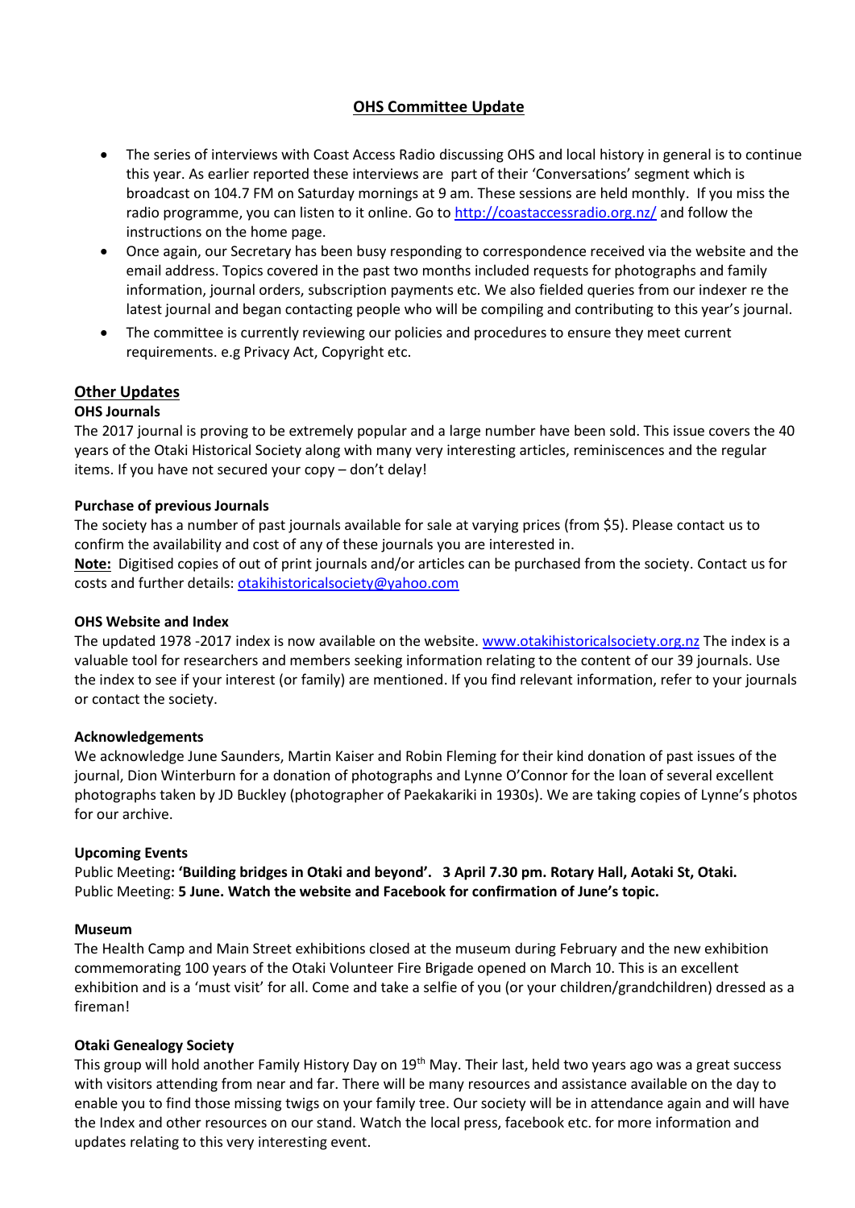## OHS Committee Update

- The series of interviews with Coast Access Radio discussing OHS and local history in general is to continue this year. As earlier reported these interviews are part of their 'Conversations' segment which is broadcast on 104.7 FM on Saturday mornings at 9 am. These sessions are held monthly. If you miss the radio programme, you can listen to it online. Go to http://coastaccessradio.org.nz/ and follow the instructions on the home page.
- Once again, our Secretary has been busy responding to correspondence received via the website and the email address. Topics covered in the past two months included requests for photographs and family information, journal orders, subscription payments etc. We also fielded queries from our indexer re the latest journal and began contacting people who will be compiling and contributing to this year's journal.
- The committee is currently reviewing our policies and procedures to ensure they meet current requirements. e.g Privacy Act, Copyright etc.

## Other Updates

**OHS Journals**

The 2017 journal is proving to be extremely popular and a large number have been sold. This issue covers the 40 years of the Otaki Historical Society along with many very interesting articles, reminiscences and the regular items. If you have not secured your copy – don't delay!

**Purchase of previous Journals**

The society has a number of past journals available for sale at varying prices (from $5). Please contact us to confirm the availability and cost of any of these journals you are interested in.

**Note:** Digitised copies of out of print journals and/or articles can be purchased from the society. Contact us for costs and further details: otakihistoricalsociety@yahoo.com

**OHS Website and Index**

The updated 1978 -2017 index is now available on the website. www.otakihistoricalsociety.org.nz The index is a valuable tool for researchers and members seeking information relating to the content of our 39 journals. Use the index to see if your interest (or family) are mentioned. If you find relevant information, refer to your journals or contact the society.

**Acknowledgements**

We acknowledge June Saunders, Martin Kaiser and Robin Fleming for their kind donation of past issues of the journal, Dion Winterburn for a donation of photographs and Lynne O'Connor for the loan of several excellent photographs taken by JD Buckley (photographer of Paekakariki in 1930s). We are taking copies of Lynne's photos for our archive.

**Upcoming Events**

Public Meeting**: 'Building bridges in Otaki and beyond'. 3 April 7.30 pm. Rotary Hall, Aotaki St, Otaki.**
Public Meeting: **5 June. Watch the website and Facebook for confirmation of June's topic.**

**Museum**

The Health Camp and Main Street exhibitions closed at the museum during February and the new exhibition commemorating 100 years of the Otaki Volunteer Fire Brigade opened on March 10. This is an excellent exhibition and is a 'must visit' for all. Come and take a selfie of you (or your children/grandchildren) dressed as a fireman!

**Otaki Genealogy Society**

This group will hold another Family History Day on 19th May. Their last, held two years ago was a great success with visitors attending from near and far. There will be many resources and assistance available on the day to enable you to find those missing twigs on your family tree. Our society will be in attendance again and will have the Index and other resources on our stand. Watch the local press, facebook etc. for more information and updates relating to this very interesting event.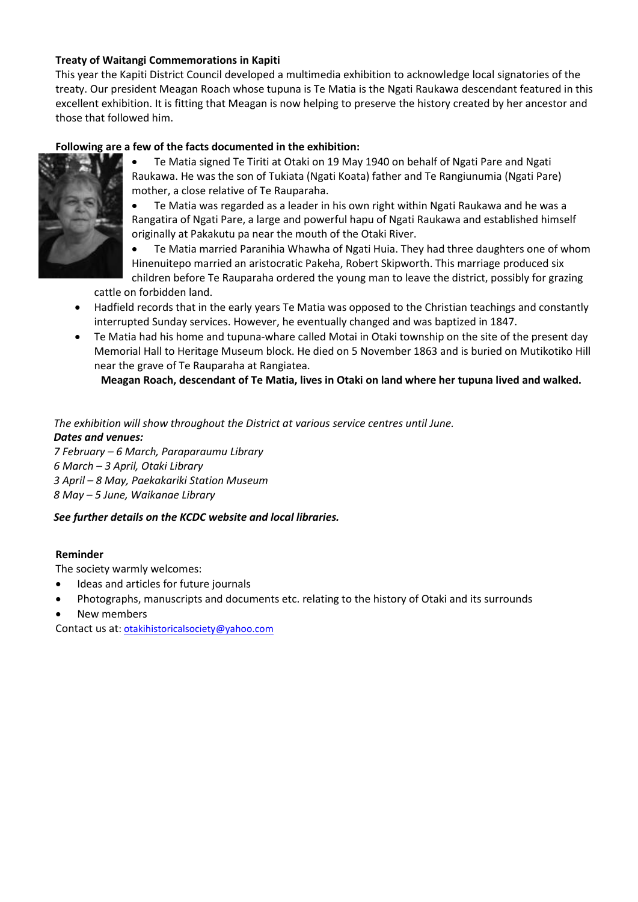**Treaty of Waitangi Commemorations in Kapiti**

This year the Kapiti District Council developed a multimedia exhibition to acknowledge local signatories of the treaty. Our president Meagan Roach whose tupuna is Te Matia is the Ngati Raukawa descendant featured in this excellent exhibition. It is fitting that Meagan is now helping to preserve the history created by her ancestor and those that followed him.

**Following are a few of the facts documented in the exhibition:**

- Te Matia signed Te Tiriti at Otaki on 19 May 1940 on behalf of Ngati Pare and Ngati Raukawa. He was the son of Tukiata (Ngati Koata) father and Te Rangiunumia (Ngati Pare) mother, a close relative of Te Rauparaha.
- Te Matia was regarded as a leader in his own right within Ngati Raukawa and he was a Rangatira of Ngati Pare, a large and powerful hapu of Ngati Raukawa and established himself originally at Pakakutu pa near the mouth of the Otaki River.
- Te Matia married Paranihia Whawha of Ngati Huia. They had three daughters one of whom Hinenuitepo married an aristocratic Pakeha, Robert Skipworth. This marriage produced six children before Te Rauparaha ordered the young man to leave the district, possibly for grazing cattle on forbidden land.
- Hadfield records that in the early years Te Matia was opposed to the Christian teachings and constantly interrupted Sunday services. However, he eventually changed and was baptized in 1847.
- Te Matia had his home and tupuna-whare called Motai in Otaki township on the site of the present day Memorial Hall to Heritage Museum block. He died on 5 November 1863 and is buried on Mutikotiko Hill near the grave of Te Rauparaha at Rangiatea.

**Meagan Roach, descendant of Te Matia, lives in Otaki on land where her tupuna lived and walked.**

*The exhibition will show throughout the District at various service centres until June.*

***Dates and venues:***

*7 February – 6 March, Paraparaumu Library*
*6 March – 3 April, Otaki Library*
*3 April – 8 May, Paekakariki Station Museum*
*8 May – 5 June, Waikanae Library*

***See further details on the KCDC website and local libraries.***

**Reminder**

The society warmly welcomes:

- Ideas and articles for future journals
- Photographs, manuscripts and documents etc. relating to the history of Otaki and its surrounds
- New members

Contact us at: otakihistoricalsociety@yahoo.com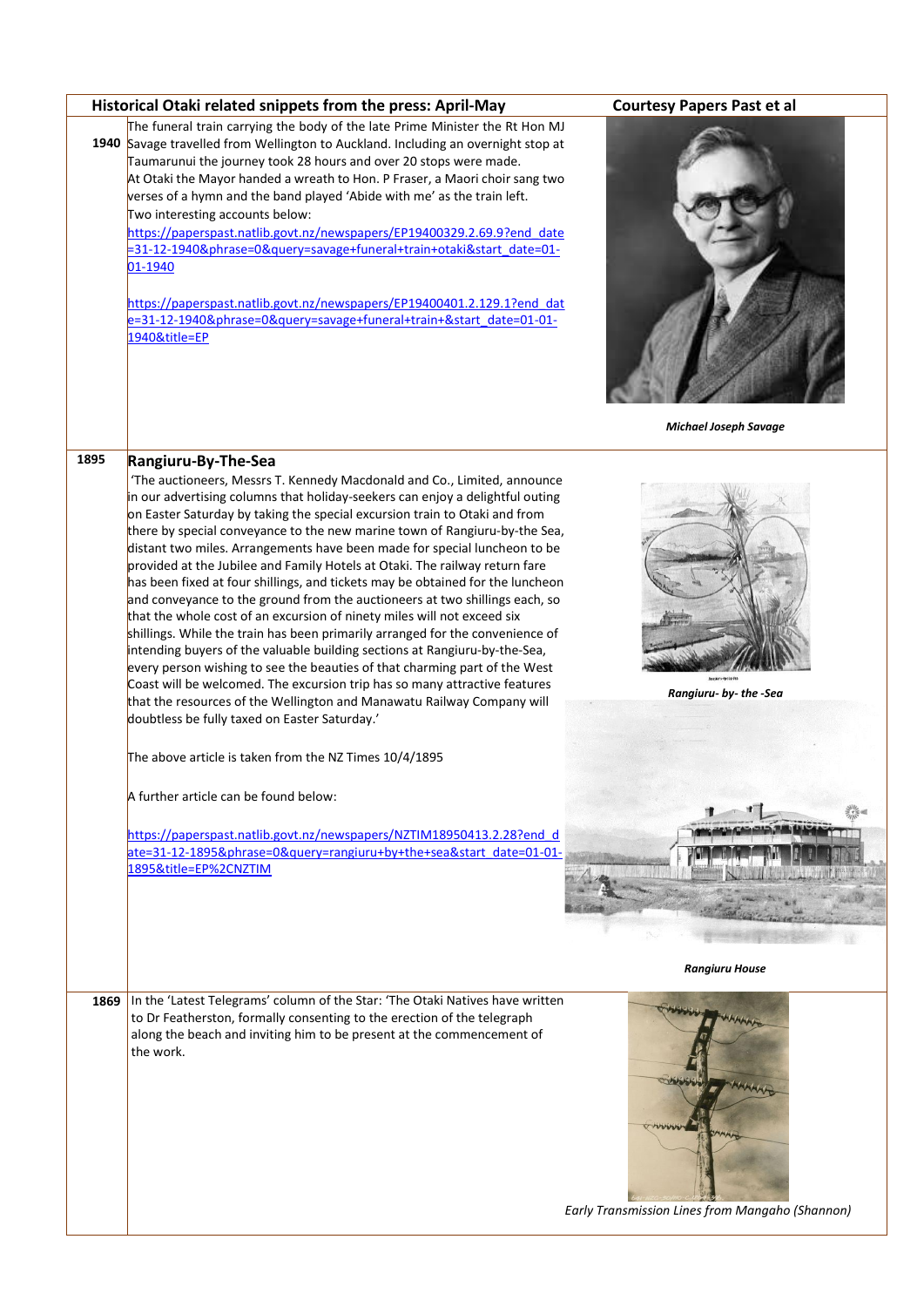## Historical Otaki related snippets from the press: April-May

**Courtesy Papers Past et al**

**1940**

The funeral train carrying the body of the late Prime Minister the Rt Hon MJ Savage travelled from Wellington to Auckland. Including an overnight stop at Taumarunui the journey took 28 hours and over 20 stops were made.
At Otaki the Mayor handed a wreath to Hon. P Fraser, a Maori choir sang two verses of a hymn and the band played 'Abide with me' as the train left.
Two interesting accounts below:

https://paperspast.natlib.govt.nz/newspapers/EP19400329.2.69.9?end_date=31-12-1940&phrase=0&query=savage+funeral+train+otaki&start_date=01-01-1940

https://paperspast.natlib.govt.nz/newspapers/EP19400401.2.129.1?end_date=31-12-1940&phrase=0&query=savage+funeral+train+&start_date=01-01-1940&title=EP

*Michael Joseph Savage*

**1895**

### Rangiuru-By-The-Sea

'The auctioneers, Messrs T. Kennedy Macdonald and Co., Limited, announce in our advertising columns that holiday-seekers can enjoy a delightful outing on Easter Saturday by taking the special excursion train to Otaki and from there by special conveyance to the new marine town of Rangiuru-by-the Sea, distant two miles. Arrangements have been made for special luncheon to be provided at the Jubilee and Family Hotels at Otaki. The railway return fare has been fixed at four shillings, and tickets may be obtained for the luncheon and conveyance to the ground from the auctioneers at two shillings each, so that the whole cost of an excursion of ninety miles will not exceed six shillings. While the train has been primarily arranged for the convenience of intending buyers of the valuable building sections at Rangiuru-by-the-Sea, every person wishing to see the beauties of that charming part of the West Coast will be welcomed. The excursion trip has so many attractive features that the resources of the Wellington and Manawatu Railway Company will doubtless be fully taxed on Easter Saturday.'

The above article is taken from the NZ Times 10/4/1895

A further article can be found below:

https://paperspast.natlib.govt.nz/newspapers/NZTIM18950413.2.28?end_date=31-12-1895&phrase=0&query=rangiuru+by+the+sea&start_date=01-01-1895&title=EP%2CNZTIM

*Rangiuru- by- the -Sea*

*Rangiuru House*

**1869**

In the 'Latest Telegrams' column of the Star: 'The Otaki Natives have written to Dr Featherston, formally consenting to the erection of the telegraph along the beach and inviting him to be present at the commencement of the work.

*Early Transmission Lines from Mangaho (Shannon)*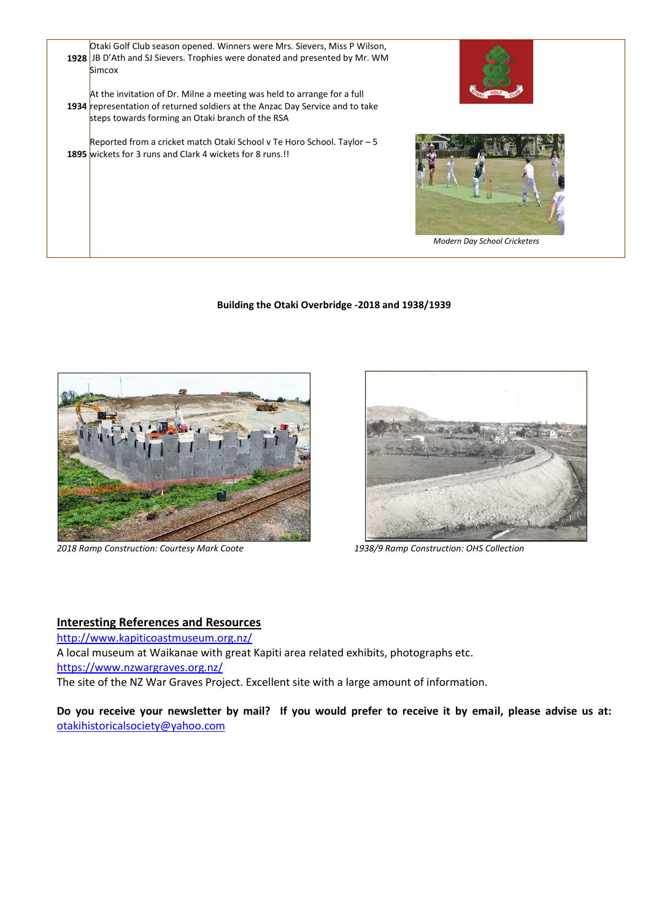| | | |
|---|---|---|
| **1928** | Otaki Golf Club season opened. Winners were Mrs. Sievers, Miss P Wilson, JB D'Ath and SJ Sievers. Trophies were donated and presented by Mr. WM Simcox | |
| **1934** | At the invitation of Dr. Milne a meeting was held to arrange for a full representation of returned soldiers at the Anzac Day Service and to take steps towards forming an Otaki branch of the RSA | |
| **1895** | Reported from a cricket match Otaki School v Te Horo School. Taylor – 5 wickets for 3 runs and Clark 4 wickets for 8 runs.!! | *Modern Day School Cricketers* |

**Building the Otaki Overbridge -2018 and 1938/1939**

*2018 Ramp Construction: Courtesy Mark Coote*

*1938/9 Ramp Construction: OHS Collection*

## Interesting References and Resources

http://www.kapiticoastmuseum.org.nz/

A local museum at Waikanae with great Kapiti area related exhibits, photographs etc.

https://www.nzwargraves.org.nz/

The site of the NZ War Graves Project. Excellent site with a large amount of information.

**Do you receive your newsletter by mail? If you would prefer to receive it by email, please advise us at:** otakihistoricalsociety@yahoo.com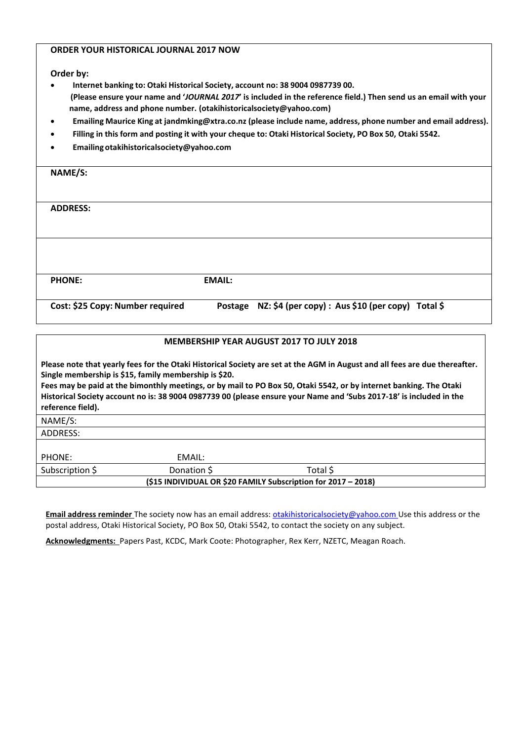**ORDER YOUR HISTORICAL JOURNAL 2017 NOW**

**Order by:**

- **Internet banking to: Otaki Historical Society, account no: 38 9004 0987739 00.**
  **(Please ensure your name and '*JOURNAL 2017*' is included in the reference field.) Then send us an email with your name, address and phone number. (otakihistoricalsociety@yahoo.com)**
- **Emailing Maurice King at jandmking@xtra.co.nz (please include name, address, phone number and email address).**
- **Filling in this form and posting it with your cheque to: Otaki Historical Society, PO Box 50, Otaki 5542.**
- **Emailing otakihistoricalsociety@yahoo.com**

| | |
|---|---|
| **NAME/S:** | |
| **ADDRESS:** | |
| | |
| **PHONE:** | **EMAIL:** |
| **Cost: $25 Copy: Number required** | **Postage NZ: $4 (per copy) : Aus $10 (per copy) Total $** |

**MEMBERSHIP YEAR AUGUST 2017 TO JULY 2018**

**Please note that yearly fees for the Otaki Historical Society are set at the AGM in August and all fees are due thereafter. Single membership is $15, family membership is $20.**
**Fees may be paid at the bimonthly meetings, or by mail to PO Box 50, Otaki 5542, or by internet banking. The Otaki Historical Society account no is: 38 9004 0987739 00 (please ensure your Name and 'Subs 2017-18' is included in the reference field).**

| | | |
|---|---|---|
| NAME/S: | | |
| ADDRESS: | | |
| PHONE: | EMAIL: | |
| Subscription $ | Donation $ | Total $ |
| **($15 INDIVIDUAL OR $20 FAMILY Subscription for 2017 – 2018)** | | |

**Email address reminder** The society now has an email address: otakihistoricalsociety@yahoo.com Use this address or the postal address, Otaki Historical Society, PO Box 50, Otaki 5542, to contact the society on any subject.

**Acknowledgments:** Papers Past, KCDC, Mark Coote: Photographer, Rex Kerr, NZETC, Meagan Roach.